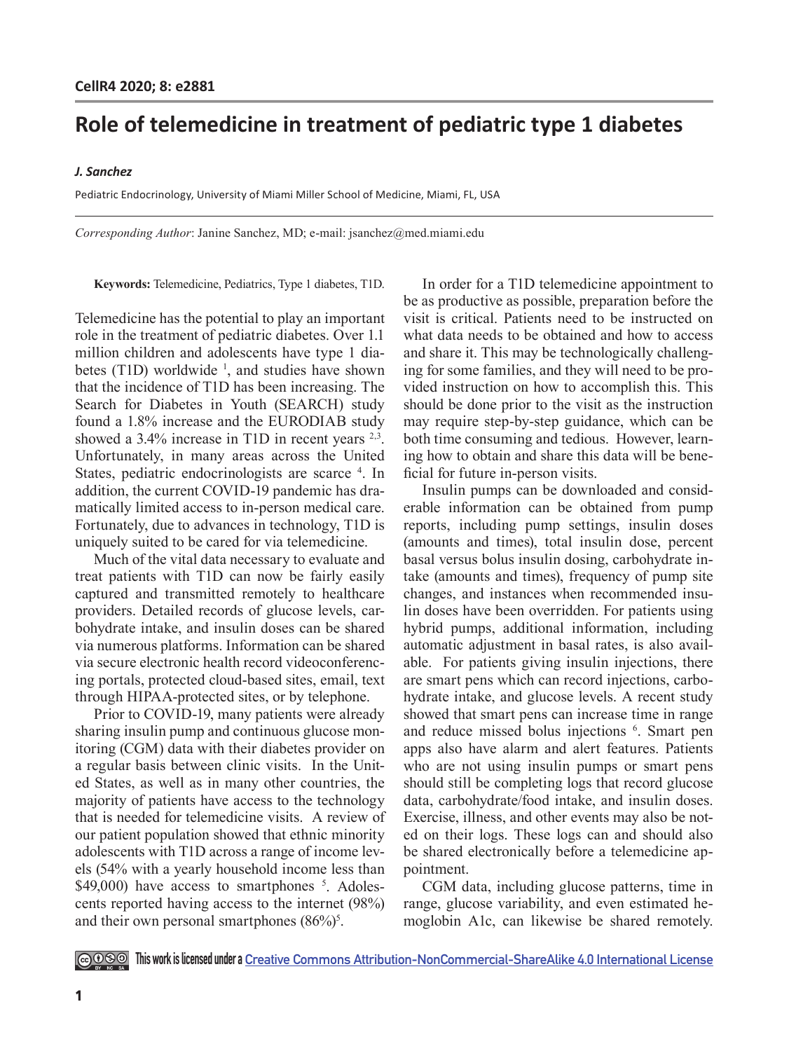# Role of telemedicine in treatment of pediatric type 1 diabetes

*J. Sanchez*

Pediatric Endocrinology, University of Miami Miller School of Medicine, Miami, FL, USA

*Corresponding Author*: Janine Sanchez, MD; e-mail: jsanchez@med.miami.edu

**Keywords:** Telemedicine, Pediatrics, Type 1 diabetes, T1D.

Telemedicine has the potential to play an important role in the treatment of pediatric diabetes. Over 1.1 million children and adolescents have type 1 diabetes (T1D) worldwide [1], and studies have shown that the incidence of T1D has been increasing. The Search for Diabetes in Youth (SEARCH) study found a 1.8% increase and the EURODIAB study showed a 3.4% increase in T1D in recent years [2,3]. Unfortunately, in many areas across the United States, pediatric endocrinologists are scarce [4]. In addition, the current COVID-19 pandemic has dramatically limited access to in-person medical care. Fortunately, due to advances in technology, T1D is uniquely suited to be cared for via telemedicine.

Much of the vital data necessary to evaluate and treat patients with T1D can now be fairly easily captured and transmitted remotely to healthcare providers. Detailed records of glucose levels, carbohydrate intake, and insulin doses can be shared via numerous platforms. Information can be shared via secure electronic health record videoconferencing portals, protected cloud-based sites, email, text through HIPAA-protected sites, or by telephone.

Prior to COVID-19, many patients were already sharing insulin pump and continuous glucose monitoring (CGM) data with their diabetes provider on a regular basis between clinic visits. In the United States, as well as in many other countries, the majority of patients have access to the technology that is needed for telemedicine visits. A review of our patient population showed that ethnic minority adolescents with T1D across a range of income levels (54% with a yearly household income less than \$49,000) have access to smartphones [5]. Adolescents reported having access to the internet (98%) and their own personal smartphones (86%)[5].

In order for a T1D telemedicine appointment to be as productive as possible, preparation before the visit is critical. Patients need to be instructed on what data needs to be obtained and how to access and share it. This may be technologically challenging for some families, and they will need to be provided instruction on how to accomplish this. This should be done prior to the visit as the instruction may require step-by-step guidance, which can be both time consuming and tedious. However, learning how to obtain and share this data will be beneficial for future in-person visits.

Insulin pumps can be downloaded and considerable information can be obtained from pump reports, including pump settings, insulin doses (amounts and times), total insulin dose, percent basal versus bolus insulin dosing, carbohydrate intake (amounts and times), frequency of pump site changes, and instances when recommended insulin doses have been overridden. For patients using hybrid pumps, additional information, including automatic adjustment in basal rates, is also available. For patients giving insulin injections, there are smart pens which can record injections, carbohydrate intake, and glucose levels. A recent study showed that smart pens can increase time in range and reduce missed bolus injections [6]. Smart pen apps also have alarm and alert features. Patients who are not using insulin pumps or smart pens should still be completing logs that record glucose data, carbohydrate/food intake, and insulin doses. Exercise, illness, and other events may also be noted on their logs. These logs can and should also be shared electronically before a telemedicine appointment.

CGM data, including glucose patterns, time in range, glucose variability, and even estimated hemoglobin A1c, can likewise be shared remotely.

This work is licensed under a Creative Commons Attribution-NonCommercial-ShareAlike 4.0 International License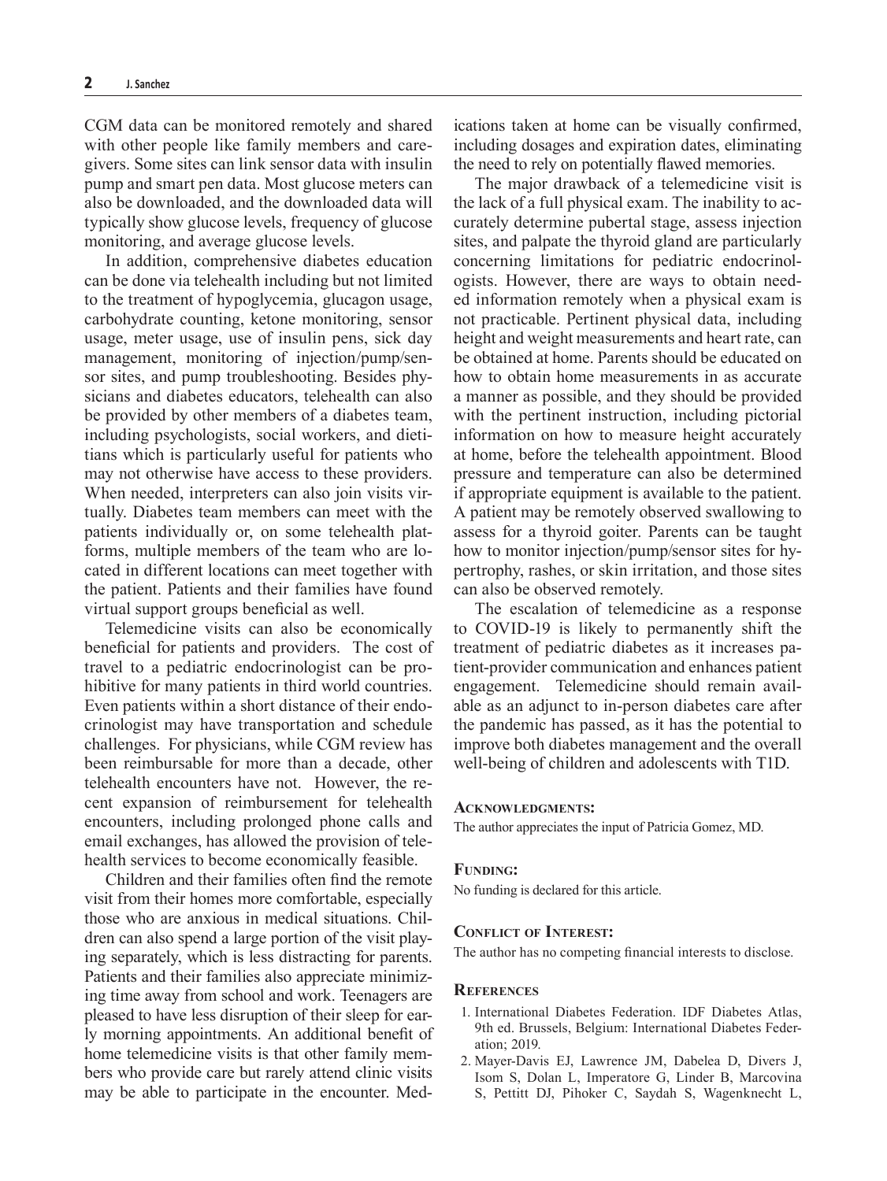CGM data can be monitored remotely and shared with other people like family members and caregivers. Some sites can link sensor data with insulin pump and smart pen data. Most glucose meters can also be downloaded, and the downloaded data will typically show glucose levels, frequency of glucose monitoring, and average glucose levels.

In addition, comprehensive diabetes education can be done via telehealth including but not limited to the treatment of hypoglycemia, glucagon usage, carbohydrate counting, ketone monitoring, sensor usage, meter usage, use of insulin pens, sick day management, monitoring of injection/pump/sensor sites, and pump troubleshooting. Besides physicians and diabetes educators, telehealth can also be provided by other members of a diabetes team, including psychologists, social workers, and dietitians which is particularly useful for patients who may not otherwise have access to these providers. When needed, interpreters can also join visits virtually. Diabetes team members can meet with the patients individually or, on some telehealth platforms, multiple members of the team who are located in different locations can meet together with the patient. Patients and their families have found virtual support groups beneficial as well.

Telemedicine visits can also be economically beneficial for patients and providers. The cost of travel to a pediatric endocrinologist can be prohibitive for many patients in third world countries. Even patients within a short distance of their endocrinologist may have transportation and schedule challenges. For physicians, while CGM review has been reimbursable for more than a decade, other telehealth encounters have not. However, the recent expansion of reimbursement for telehealth encounters, including prolonged phone calls and email exchanges, has allowed the provision of telehealth services to become economically feasible.

Children and their families often find the remote visit from their homes more comfortable, especially those who are anxious in medical situations. Children can also spend a large portion of the visit playing separately, which is less distracting for parents. Patients and their families also appreciate minimizing time away from school and work. Teenagers are pleased to have less disruption of their sleep for early morning appointments. An additional benefit of home telemedicine visits is that other family members who provide care but rarely attend clinic visits may be able to participate in the encounter. Medications taken at home can be visually confirmed, including dosages and expiration dates, eliminating the need to rely on potentially flawed memories.

The major drawback of a telemedicine visit is the lack of a full physical exam. The inability to accurately determine pubertal stage, assess injection sites, and palpate the thyroid gland are particularly concerning limitations for pediatric endocrinologists. However, there are ways to obtain needed information remotely when a physical exam is not practicable. Pertinent physical data, including height and weight measurements and heart rate, can be obtained at home. Parents should be educated on how to obtain home measurements in as accurate a manner as possible, and they should be provided with the pertinent instruction, including pictorial information on how to measure height accurately at home, before the telehealth appointment. Blood pressure and temperature can also be determined if appropriate equipment is available to the patient. A patient may be remotely observed swallowing to assess for a thyroid goiter. Parents can be taught how to monitor injection/pump/sensor sites for hypertrophy, rashes, or skin irritation, and those sites can also be observed remotely.

The escalation of telemedicine as a response to COVID-19 is likely to permanently shift the treatment of pediatric diabetes as it increases patient-provider communication and enhances patient engagement. Telemedicine should remain available as an adjunct to in-person diabetes care after the pandemic has passed, as it has the potential to improve both diabetes management and the overall well-being of children and adolescents with T1D.

## Acknowledgments:

The author appreciates the input of Patricia Gomez, MD.

## Funding:

No funding is declared for this article.

## Conflict of Interest:

The author has no competing financial interests to disclose.

## References

1. International Diabetes Federation. IDF Diabetes Atlas, 9th ed. Brussels, Belgium: International Diabetes Federation; 2019.
2. Mayer-Davis EJ, Lawrence JM, Dabelea D, Divers J, Isom S, Dolan L, Imperatore G, Linder B, Marcovina S, Pettitt DJ, Pihoker C, Saydah S, Wagenknecht L,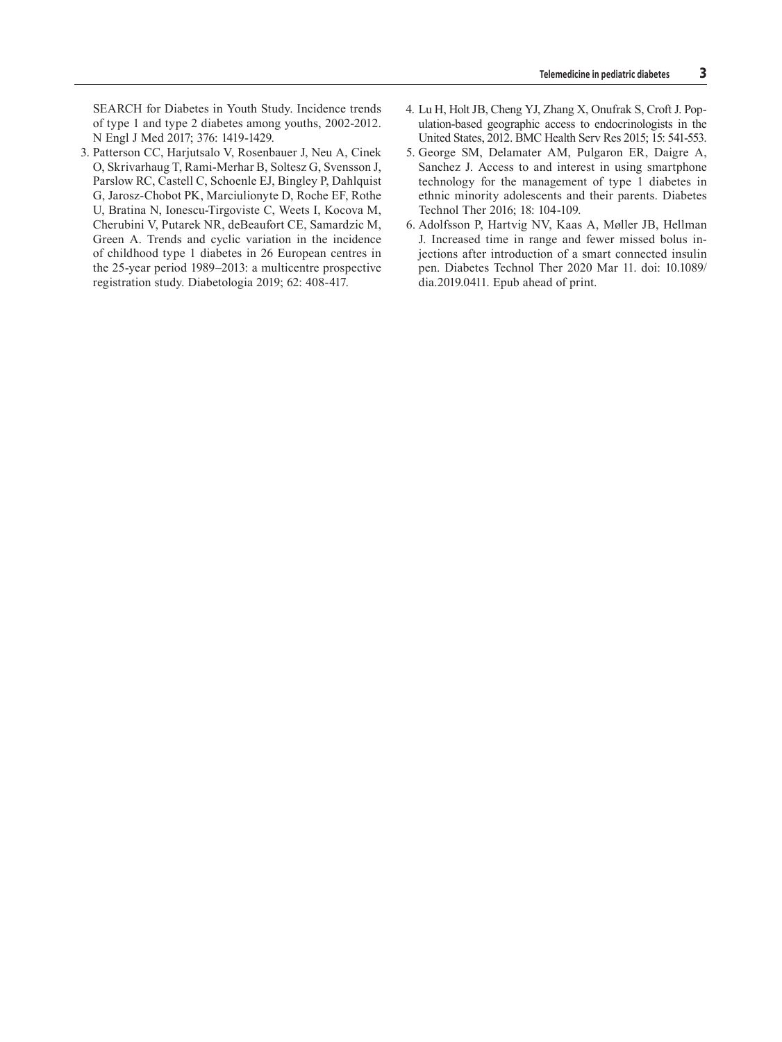SEARCH for Diabetes in Youth Study. Incidence trends of type 1 and type 2 diabetes among youths, 2002-2012. N Engl J Med 2017; 376: 1419-1429.

3. Patterson CC, Harjutsalo V, Rosenbauer J, Neu A, Cinek O, Skrivarhaug T, Rami-Merhar B, Soltesz G, Svensson J, Parslow RC, Castell C, Schoenle EJ, Bingley P, Dahlquist G, Jarosz-Chobot PK, Marciulionyte D, Roche EF, Rothe U, Bratina N, Ionescu-Tirgoviste C, Weets I, Kocova M, Cherubini V, Putarek NR, deBeaufort CE, Samardzic M, Green A. Trends and cyclic variation in the incidence of childhood type 1 diabetes in 26 European centres in the 25-year period 1989–2013: a multicentre prospective registration study. Diabetologia 2019; 62: 408-417.
4. Lu H, Holt JB, Cheng YJ, Zhang X, Onufrak S, Croft J. Population-based geographic access to endocrinologists in the United States, 2012. BMC Health Serv Res 2015; 15: 541-553.
5. George SM, Delamater AM, Pulgaron ER, Daigre A, Sanchez J. Access to and interest in using smartphone technology for the management of type 1 diabetes in ethnic minority adolescents and their parents. Diabetes Technol Ther 2016; 18: 104-109.
6. Adolfsson P, Hartvig NV, Kaas A, Møller JB, Hellman J. Increased time in range and fewer missed bolus injections after introduction of a smart connected insulin pen. Diabetes Technol Ther 2020 Mar 11. doi: 10.1089/dia.2019.0411. Epub ahead of print.